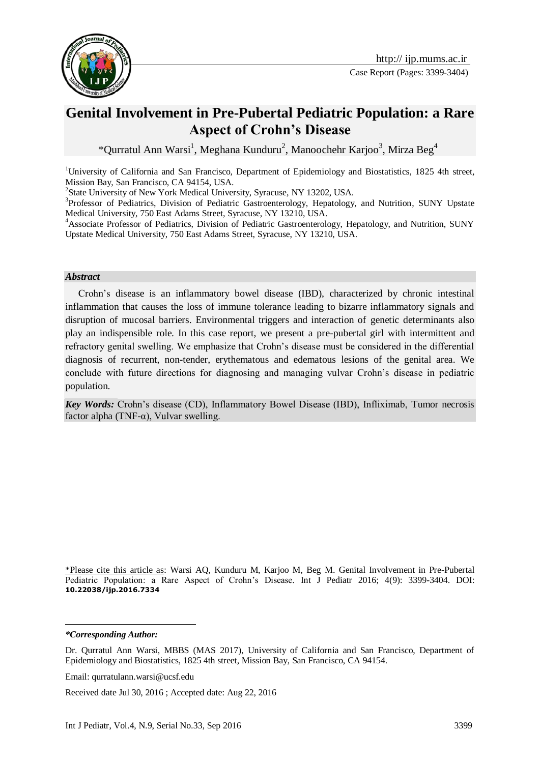# Genital Involvement in Pre-Pubertal Pediatric Population: a Rare Aspect of Crohn's Disease

*Qurratul Ann Warsi[1], Meghana Kunduru[2], Manoochehr Karjoo[3], Mirza Beg[4]

[1]University of California and San Francisco, Department of Epidemiology and Biostatistics, 1825 4th street, Mission Bay, San Francisco, CA 94154, USA.

[2]State University of New York Medical University, Syracuse, NY 13202, USA.

[3]Professor of Pediatrics, Division of Pediatric Gastroenterology, Hepatology, and Nutrition, SUNY Upstate Medical University, 750 East Adams Street, Syracuse, NY 13210, USA.

[4]Associate Professor of Pediatrics, Division of Pediatric Gastroenterology, Hepatology, and Nutrition, SUNY Upstate Medical University, 750 East Adams Street, Syracuse, NY 13210, USA.

### *Abstract*

Crohn's disease is an inflammatory bowel disease (IBD), characterized by chronic intestinal inflammation that causes the loss of immune tolerance leading to bizarre inflammatory signals and disruption of mucosal barriers. Environmental triggers and interaction of genetic determinants also play an indispensible role. In this case report, we present a pre-pubertal girl with intermittent and refractory genital swelling. We emphasize that Crohn's disease must be considered in the differential diagnosis of recurrent, non-tender, erythematous and edematous lesions of the genital area. We conclude with future directions for diagnosing and managing vulvar Crohn's disease in pediatric population.

***Key Words:*** Crohn's disease (CD), Inflammatory Bowel Disease (IBD), Infliximab, Tumor necrosis factor alpha (TNF-α), Vulvar swelling.

*Please cite this article as: Warsi AQ, Kunduru M, Karjoo M, Beg M. Genital Involvement in Pre-Pubertal Pediatric Population: a Rare Aspect of Crohn's Disease. Int J Pediatr 2016; 4(9): 3399-3404. DOI: **10.22038/ijp.2016.7334**

***\*Corresponding Author:***

Dr. Qurratul Ann Warsi, MBBS (MAS 2017), University of California and San Francisco, Department of Epidemiology and Biostatistics, 1825 4th street, Mission Bay, San Francisco, CA 94154.

Email: qurratulann.warsi@ucsf.edu

Received date Jul 30, 2016 ; Accepted date: Aug 22, 2016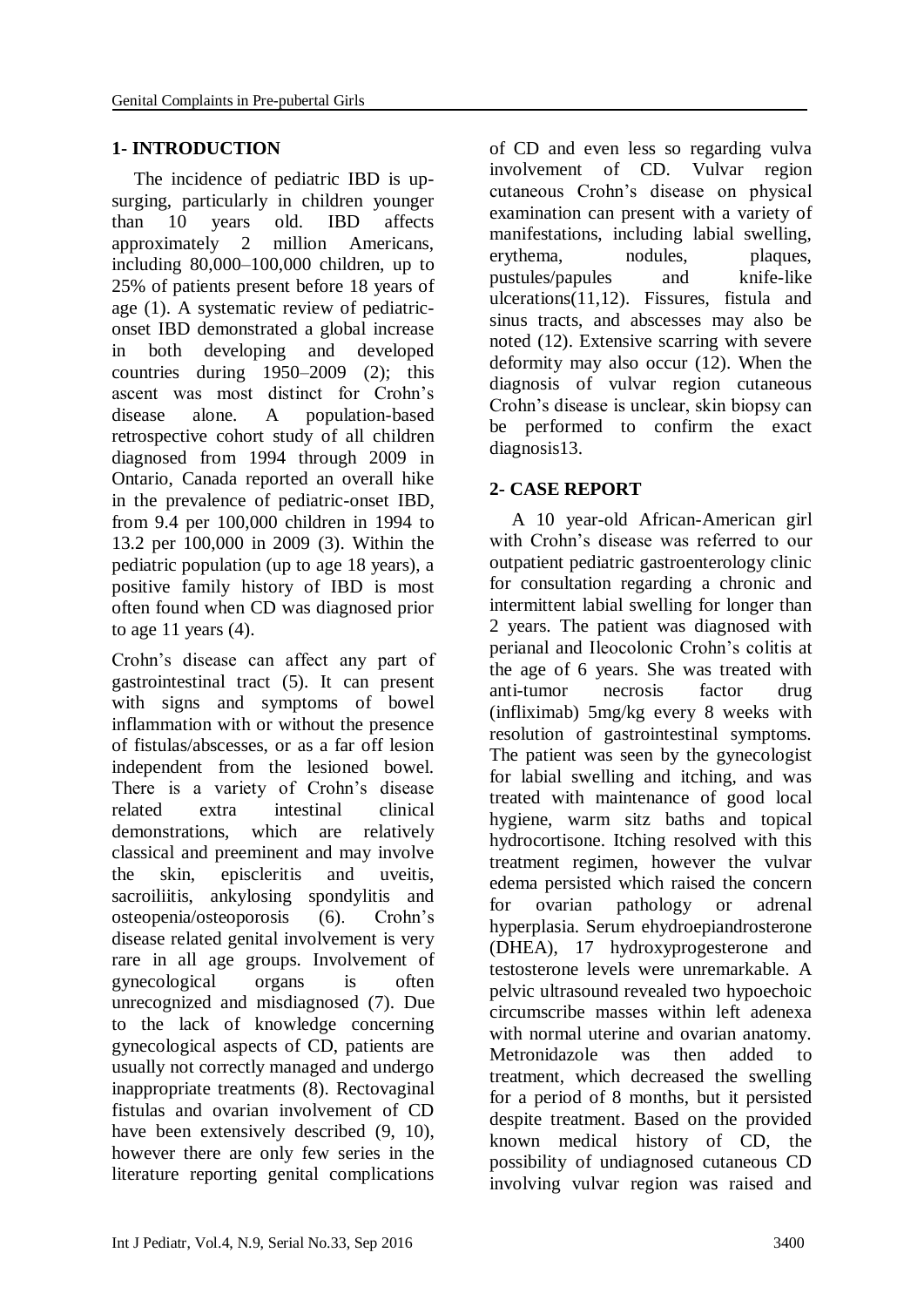## 1- INTRODUCTION

The incidence of pediatric IBD is up-surging, particularly in children younger than 10 years old. IBD affects approximately 2 million Americans, including 80,000–100,000 children, up to 25% of patients present before 18 years of age (1). A systematic review of pediatric-onset IBD demonstrated a global increase in both developing and developed countries during 1950–2009 (2); this ascent was most distinct for Crohn's disease alone. A population-based retrospective cohort study of all children diagnosed from 1994 through 2009 in Ontario, Canada reported an overall hike in the prevalence of pediatric-onset IBD, from 9.4 per 100,000 children in 1994 to 13.2 per 100,000 in 2009 (3). Within the pediatric population (up to age 18 years), a positive family history of IBD is most often found when CD was diagnosed prior to age 11 years (4).

Crohn's disease can affect any part of gastrointestinal tract (5). It can present with signs and symptoms of bowel inflammation with or without the presence of fistulas/abscesses, or as a far off lesion independent from the lesioned bowel. There is a variety of Crohn's disease related extra intestinal clinical demonstrations, which are relatively classical and preeminent and may involve the skin, episcleritis and uveitis, sacroiliitis, ankylosing spondylitis and osteopenia/osteoporosis (6). Crohn's disease related genital involvement is very rare in all age groups. Involvement of gynecological organs is often unrecognized and misdiagnosed (7). Due to the lack of knowledge concerning gynecological aspects of CD, patients are usually not correctly managed and undergo inappropriate treatments (8). Rectovaginal fistulas and ovarian involvement of CD have been extensively described (9, 10), however there are only few series in the literature reporting genital complications of CD and even less so regarding vulva involvement of CD. Vulvar region cutaneous Crohn's disease on physical examination can present with a variety of manifestations, including labial swelling, erythema, nodules, plaques, pustules/papules and knife-like ulcerations(11,12). Fissures, fistula and sinus tracts, and abscesses may also be noted (12). Extensive scarring with severe deformity may also occur (12). When the diagnosis of vulvar region cutaneous Crohn's disease is unclear, skin biopsy can be performed to confirm the exact diagnosis13.

## 2- CASE REPORT

A 10 year-old African-American girl with Crohn's disease was referred to our outpatient pediatric gastroenterology clinic for consultation regarding a chronic and intermittent labial swelling for longer than 2 years. The patient was diagnosed with perianal and Ileocolonic Crohn's colitis at the age of 6 years. She was treated with anti-tumor necrosis factor drug (infliximab) 5mg/kg every 8 weeks with resolution of gastrointestinal symptoms. The patient was seen by the gynecologist for labial swelling and itching, and was treated with maintenance of good local hygiene, warm sitz baths and topical hydrocortisone. Itching resolved with this treatment regimen, however the vulvar edema persisted which raised the concern for ovarian pathology or adrenal hyperplasia. Serum ehydroepiandrosterone (DHEA), 17 hydroxyprogesterone and testosterone levels were unremarkable. A pelvic ultrasound revealed two hypoechoic circumscribe masses within left adenexa with normal uterine and ovarian anatomy. Metronidazole was then added to treatment, which decreased the swelling for a period of 8 months, but it persisted despite treatment. Based on the provided known medical history of CD, the possibility of undiagnosed cutaneous CD involving vulvar region was raised and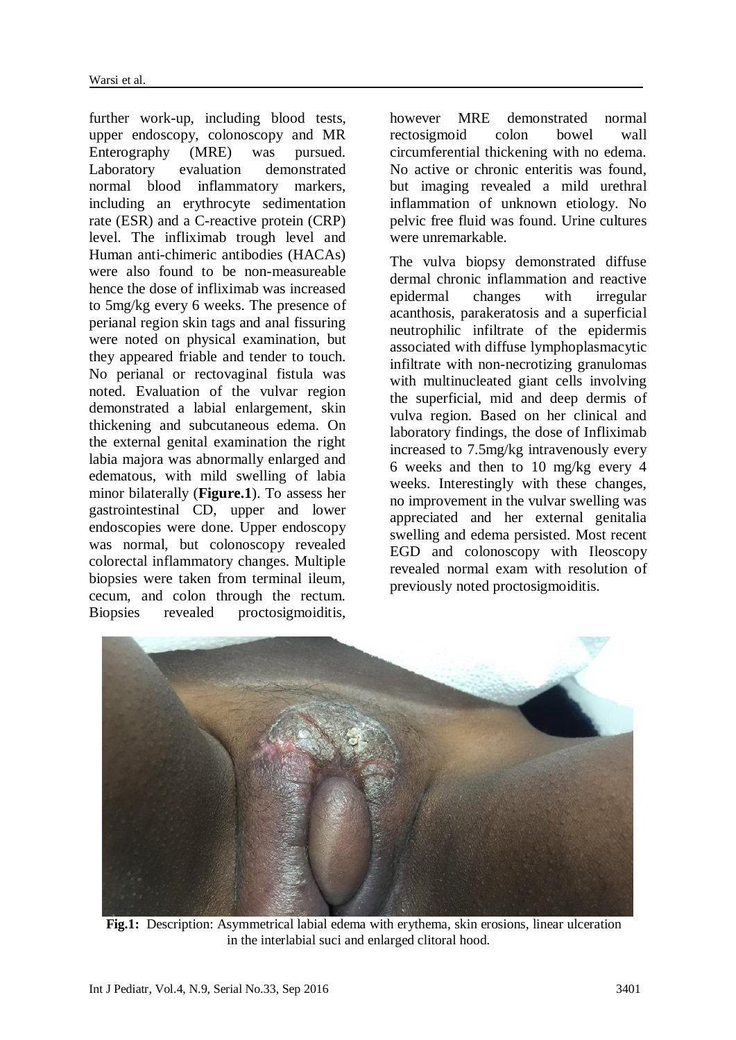further work-up, including blood tests, upper endoscopy, colonoscopy and MR Enterography (MRE) was pursued. Laboratory evaluation demonstrated normal blood inflammatory markers, including an erythrocyte sedimentation rate (ESR) and a C-reactive protein (CRP) level. The infliximab trough level and Human anti-chimeric antibodies (HACAs) were also found to be non-measureable hence the dose of infliximab was increased to 5mg/kg every 6 weeks. The presence of perianal region skin tags and anal fissuring were noted on physical examination, but they appeared friable and tender to touch. No perianal or rectovaginal fistula was noted. Evaluation of the vulvar region demonstrated a labial enlargement, skin thickening and subcutaneous edema. On the external genital examination the right labia majora was abnormally enlarged and edematous, with mild swelling of labia minor bilaterally (**Figure.1**). To assess her gastrointestinal CD, upper and lower endoscopies were done. Upper endoscopy was normal, but colonoscopy revealed colorectal inflammatory changes. Multiple biopsies were taken from terminal ileum, cecum, and colon through the rectum. Biopsies revealed proctosigmoiditis, however MRE demonstrated normal rectosigmoid colon bowel wall circumferential thickening with no edema. No active or chronic enteritis was found, but imaging revealed a mild urethral inflammation of unknown etiology. No pelvic free fluid was found. Urine cultures were unremarkable.

The vulva biopsy demonstrated diffuse dermal chronic inflammation and reactive epidermal changes with irregular acanthosis, parakeratosis and a superficial neutrophilic infiltrate of the epidermis associated with diffuse lymphoplasmacytic infiltrate with non-necrotizing granulomas with multinucleated giant cells involving the superficial, mid and deep dermis of vulva region. Based on her clinical and laboratory findings, the dose of Infliximab increased to 7.5mg/kg intravenously every 6 weeks and then to 10 mg/kg every 4 weeks. Interestingly with these changes, no improvement in the vulvar swelling was appreciated and her external genitalia swelling and edema persisted. Most recent EGD and colonoscopy with Ileoscopy revealed normal exam with resolution of previously noted proctosigmoiditis.

**Fig.1:** Description: Asymmetrical labial edema with erythema, skin erosions, linear ulceration in the interlabial suci and enlarged clitoral hood.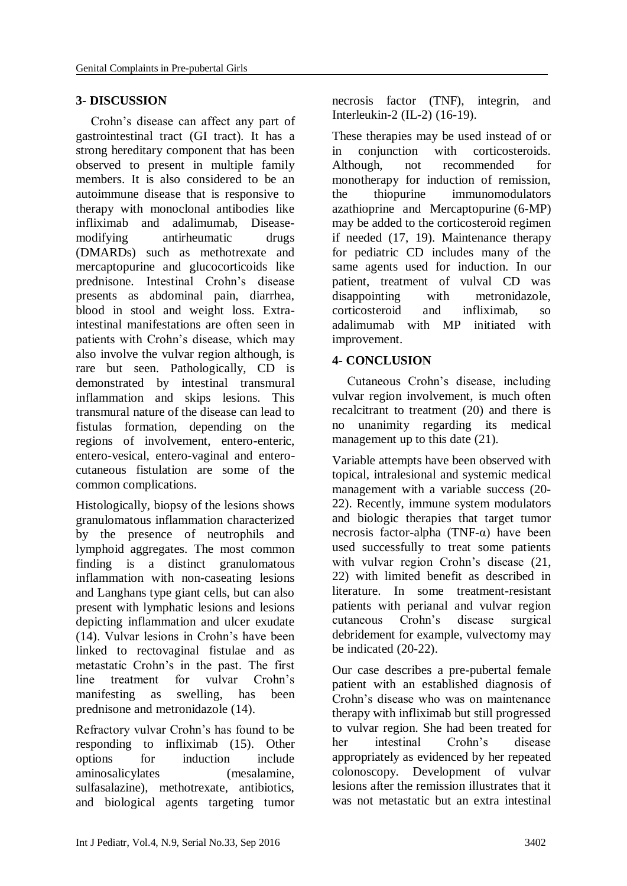## 3- DISCUSSION

Crohn's disease can affect any part of gastrointestinal tract (GI tract). It has a strong hereditary component that has been observed to present in multiple family members. It is also considered to be an autoimmune disease that is responsive to therapy with monoclonal antibodies like infliximab and adalimumab, Disease-modifying antirheumatic drugs (DMARDs) such as methotrexate and mercaptopurine and glucocorticoids like prednisone. Intestinal Crohn's disease presents as abdominal pain, diarrhea, blood in stool and weight loss. Extra-intestinal manifestations are often seen in patients with Crohn's disease, which may also involve the vulvar region although, is rare but seen. Pathologically, CD is demonstrated by intestinal transmural inflammation and skips lesions. This transmural nature of the disease can lead to fistulas formation, depending on the regions of involvement, entero-enteric, entero-vesical, entero-vaginal and entero-cutaneous fistulation are some of the common complications.

Histologically, biopsy of the lesions shows granulomatous inflammation characterized by the presence of neutrophils and lymphoid aggregates. The most common finding is a distinct granulomatous inflammation with non-caseating lesions and Langhans type giant cells, but can also present with lymphatic lesions and lesions depicting inflammation and ulcer exudate (14). Vulvar lesions in Crohn's have been linked to rectovaginal fistulae and as metastatic Crohn's in the past. The first line treatment for vulvar Crohn's manifesting as swelling, has been prednisone and metronidazole (14).

Refractory vulvar Crohn's has found to be responding to infliximab (15). Other options for induction include aminosalicylates (mesalamine, sulfasalazine), methotrexate, antibiotics, and biological agents targeting tumor necrosis factor (TNF), integrin, and Interleukin-2 (IL-2) (16-19).

These therapies may be used instead of or in conjunction with corticosteroids. Although, not recommended for monotherapy for induction of remission, the thiopurine immunomodulators azathioprine and Mercaptopurine (6-MP) may be added to the corticosteroid regimen if needed (17, 19). Maintenance therapy for pediatric CD includes many of the same agents used for induction. In our patient, treatment of vulval CD was disappointing with metronidazole, corticosteroid and infliximab, so adalimumab with MP initiated with improvement.

## 4- CONCLUSION

Cutaneous Crohn's disease, including vulvar region involvement, is much often recalcitrant to treatment (20) and there is no unanimity regarding its medical management up to this date (21).

Variable attempts have been observed with topical, intralesional and systemic medical management with a variable success (20-22). Recently, immune system modulators and biologic therapies that target tumor necrosis factor-alpha (TNF-α) have been used successfully to treat some patients with vulvar region Crohn's disease (21, 22) with limited benefit as described in literature. In some treatment-resistant patients with perianal and vulvar region cutaneous Crohn's disease surgical debridement for example, vulvectomy may be indicated (20-22).

Our case describes a pre-pubertal female patient with an established diagnosis of Crohn's disease who was on maintenance therapy with infliximab but still progressed to vulvar region. She had been treated for her intestinal Crohn's disease appropriately as evidenced by her repeated colonoscopy. Development of vulvar lesions after the remission illustrates that it was not metastatic but an extra intestinal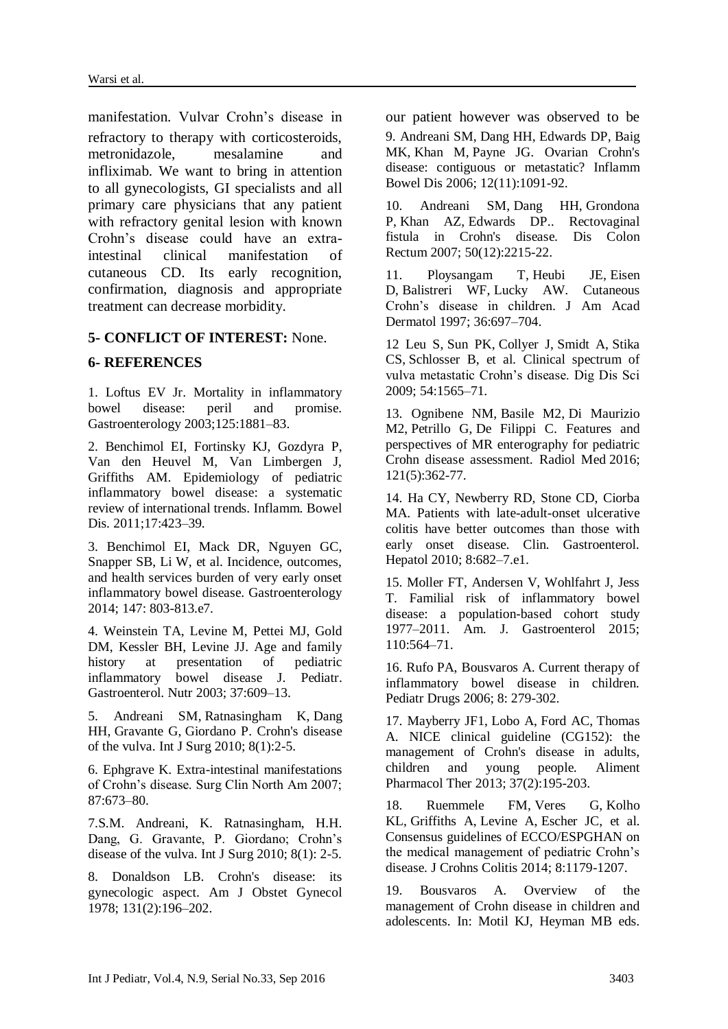manifestation. Vulvar Crohn's disease in refractory to therapy with corticosteroids, metronidazole, mesalamine and infliximab. We want to bring in attention to all gynecologists, GI specialists and all primary care physicians that any patient with refractory genital lesion with known Crohn's disease could have an extra-intestinal clinical manifestation of cutaneous CD. Its early recognition, confirmation, diagnosis and appropriate treatment can decrease morbidity.

## 5- CONFLICT OF INTEREST: None.

## 6- REFERENCES

1. Loftus EV Jr. Mortality in inflammatory bowel disease: peril and promise. Gastroenterology 2003;125:1881–83.

2. Benchimol EI, Fortinsky KJ, Gozdyra P, Van den Heuvel M, Van Limbergen J, Griffiths AM. Epidemiology of pediatric inflammatory bowel disease: a systematic review of international trends. Inflamm. Bowel Dis. 2011;17:423–39.

3. Benchimol EI, Mack DR, Nguyen GC, Snapper SB, Li W, et al. Incidence, outcomes, and health services burden of very early onset inflammatory bowel disease. Gastroenterology 2014; 147: 803-813.e7.

4. Weinstein TA, Levine M, Pettei MJ, Gold DM, Kessler BH, Levine JJ. Age and family history at presentation of pediatric inflammatory bowel disease J. Pediatr. Gastroenterol. Nutr 2003; 37:609–13.

5. Andreani SM, Ratnasingham K, Dang HH, Gravante G, Giordano P. Crohn's disease of the vulva. Int J Surg 2010; 8(1):2-5.

6. Ephgrave K. Extra-intestinal manifestations of Crohn's disease. Surg Clin North Am 2007; 87:673–80.

7. S.M. Andreani, K. Ratnasingham, H.H. Dang, G. Gravante, P. Giordano; Crohn's disease of the vulva. Int J Surg 2010; 8(1): 2-5.

8. Donaldson LB. Crohn's disease: its gynecologic aspect. Am J Obstet Gynecol 1978; 131(2):196–202.

our patient however was observed to be

9. Andreani SM, Dang HH, Edwards DP, Baig MK, Khan M, Payne JG. Ovarian Crohn's disease: contiguous or metastatic? Inflamm Bowel Dis 2006; 12(11):1091-92.

10. Andreani SM, Dang HH, Grondona P, Khan AZ, Edwards DP.. Rectovaginal fistula in Crohn's disease. Dis Colon Rectum 2007; 50(12):2215-22.

11. Ploysangam T, Heubi JE, Eisen D, Balistreri WF, Lucky AW. Cutaneous Crohn's disease in children. J Am Acad Dermatol 1997; 36:697–704.

12 Leu S, Sun PK, Collyer J, Smidt A, Stika CS, Schlosser B, et al. Clinical spectrum of vulva metastatic Crohn's disease. Dig Dis Sci 2009; 54:1565–71.

13. Ognibene NM, Basile M2, Di Maurizio M2, Petrillo G, De Filippi C. Features and perspectives of MR enterography for pediatric Crohn disease assessment. Radiol Med 2016; 121(5):362-77.

14. Ha CY, Newberry RD, Stone CD, Ciorba MA. Patients with late-adult-onset ulcerative colitis have better outcomes than those with early onset disease. Clin. Gastroenterol. Hepatol 2010; 8:682–7.e1.

15. Moller FT, Andersen V, Wohlfahrt J, Jess T. Familial risk of inflammatory bowel disease: a population-based cohort study 1977–2011. Am. J. Gastroenterol 2015; 110:564–71.

16. Rufo PA, Bousvaros A. Current therapy of inflammatory bowel disease in children. Pediatr Drugs 2006; 8: 279-302.

17. Mayberry JF1, Lobo A, Ford AC, Thomas A. NICE clinical guideline (CG152): the management of Crohn's disease in adults, children and young people. Aliment Pharmacol Ther 2013; 37(2):195-203.

18. Ruemmele FM, Veres G, Kolho KL, Griffiths A, Levine A, Escher JC, et al. Consensus guidelines of ECCO/ESPGHAN on the medical management of pediatric Crohn's disease. J Crohns Colitis 2014; 8:1179-1207.

19. Bousvaros A. Overview of the management of Crohn disease in children and adolescents. In: Motil KJ, Heyman MB eds.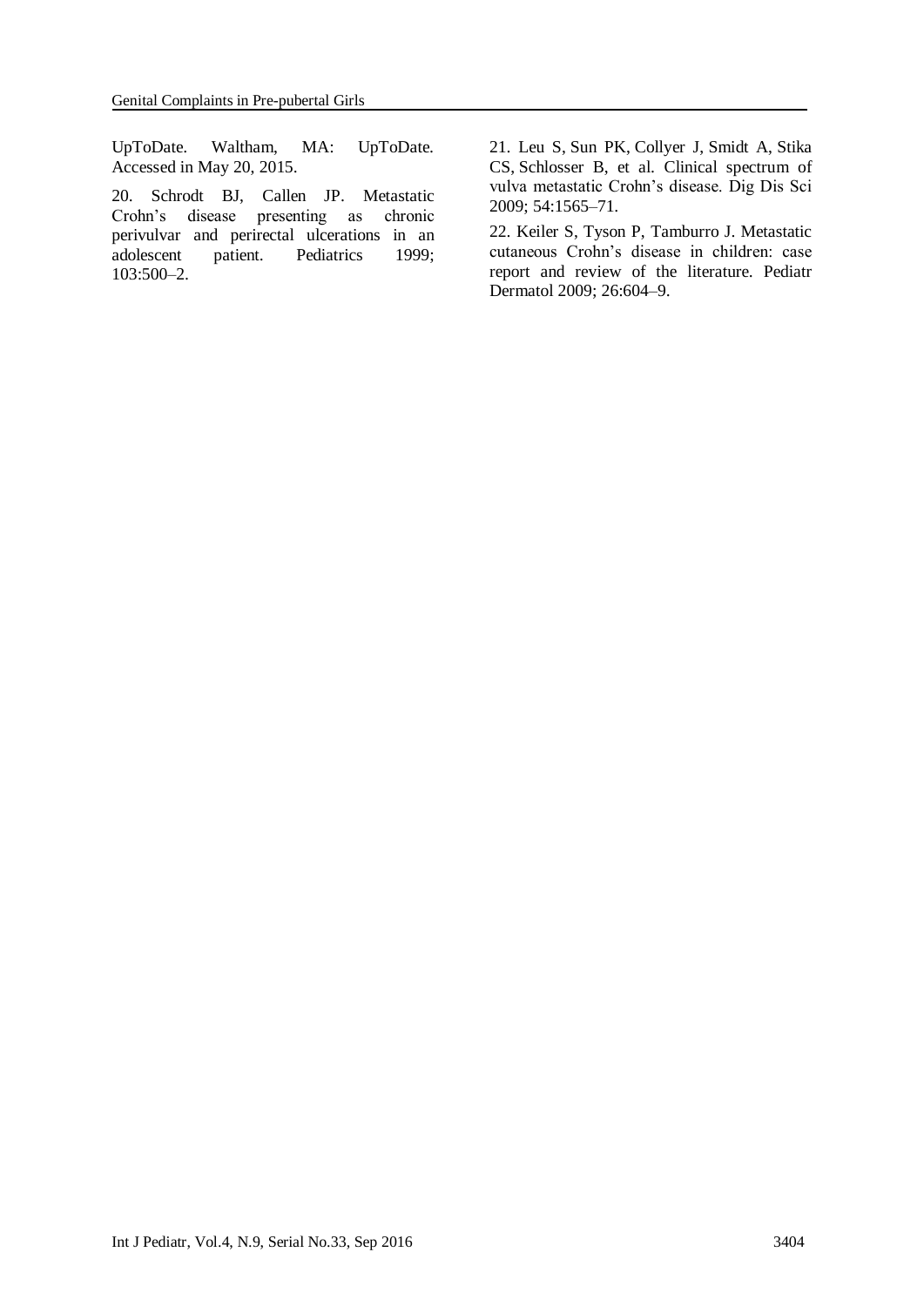UpToDate. Waltham, MA: UpToDate. Accessed in May 20, 2015.

20. Schrodt BJ, Callen JP. Metastatic Crohn's disease presenting as chronic perivulvar and perirectal ulcerations in an adolescent patient. Pediatrics 1999; 103:500–2.

21. Leu S, Sun PK, Collyer J, Smidt A, Stika CS, Schlosser B, et al. Clinical spectrum of vulva metastatic Crohn's disease. Dig Dis Sci 2009; 54:1565–71.

22. Keiler S, Tyson P, Tamburro J. Metastatic cutaneous Crohn's disease in children: case report and review of the literature. Pediatr Dermatol 2009; 26:604–9.